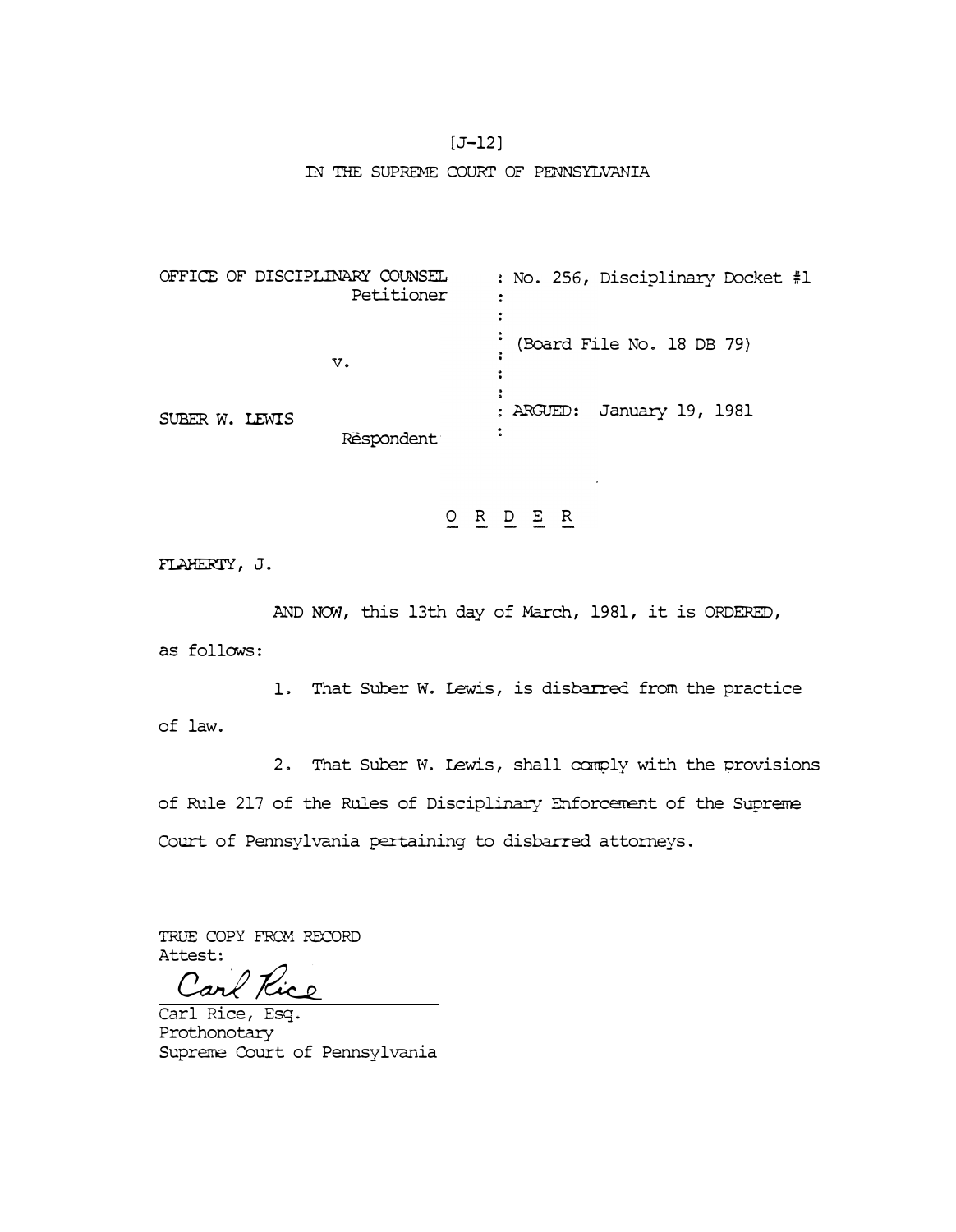[J-12]

IN THE SUPREME COURT OF PENNSYLVANIA

| | |
|---|---|
| OFFICE OF DISCIPLINARY COUNSEL<br>Petitioner | : No. 256, Disciplinary Docket #1 |
| v. | : (Board File No. 18 DB 79) |
| SUBER W. LEWIS<br>Respondent | : ARGUED: January 19, 1981 |

O R D E R

FLAHERTY, J.

AND NOW, this 13th day of March, 1981, it is ORDERED, as follows:

1. That Suber W. Lewis, is disbarred from the practice of law.

2. That Suber W. Lewis, shall comply with the provisions of Rule 217 of the Rules of Disciplinary Enforcement of the Supreme Court of Pennsylvania pertaining to disbarred attorneys.

TRUE COPY FROM RECORD
Attest:

Carl Rice

Carl Rice, Esq.
Prothonotary
Supreme Court of Pennsylvania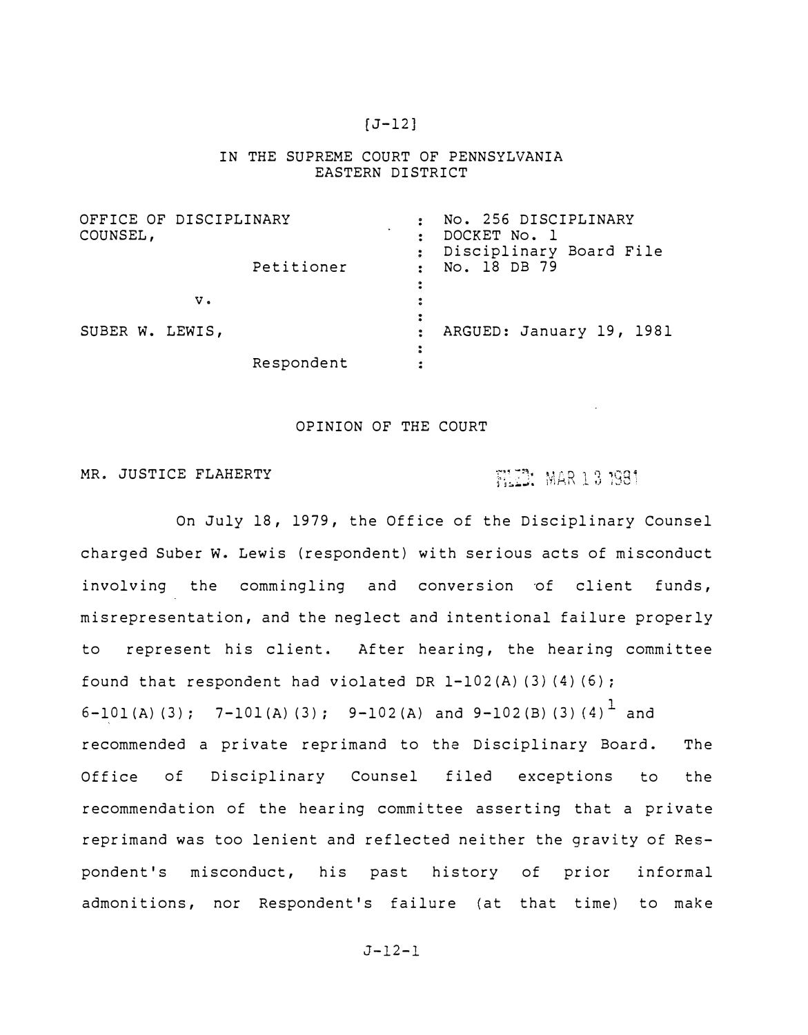[J-12]

IN THE SUPREME COURT OF PENNSYLVANIA
EASTERN DISTRICT

| | | |
|---|---|---|
| OFFICE OF DISCIPLINARY COUNSEL, Petitioner | : | No. 256 DISCIPLINARY DOCKET No. 1 Disciplinary Board File No. 18 DB 79 |
| v. | : | |
| SUBER W. LEWIS, Respondent | : | ARGUED: January 19, 1981 |

OPINION OF THE COURT

MR. JUSTICE FLAHERTY FILED: MAR 13 1981

On July 18, 1979, the Office of the Disciplinary Counsel charged Suber W. Lewis (respondent) with serious acts of misconduct involving the commingling and conversion of client funds, misrepresentation, and the neglect and intentional failure properly to represent his client. After hearing, the hearing committee found that respondent had violated DR 1-102(A)(3)(4)(6); 6-101(A)(3); 7-101(A)(3); 9-102(A) and 9-102(B)(3)(4)[1] and recommended a private reprimand to the Disciplinary Board. The Office of Disciplinary Counsel filed exceptions to the recommendation of the hearing committee asserting that a private reprimand was too lenient and reflected neither the gravity of Respondent's misconduct, his past history of prior informal admonitions, nor Respondent's failure (at that time) to make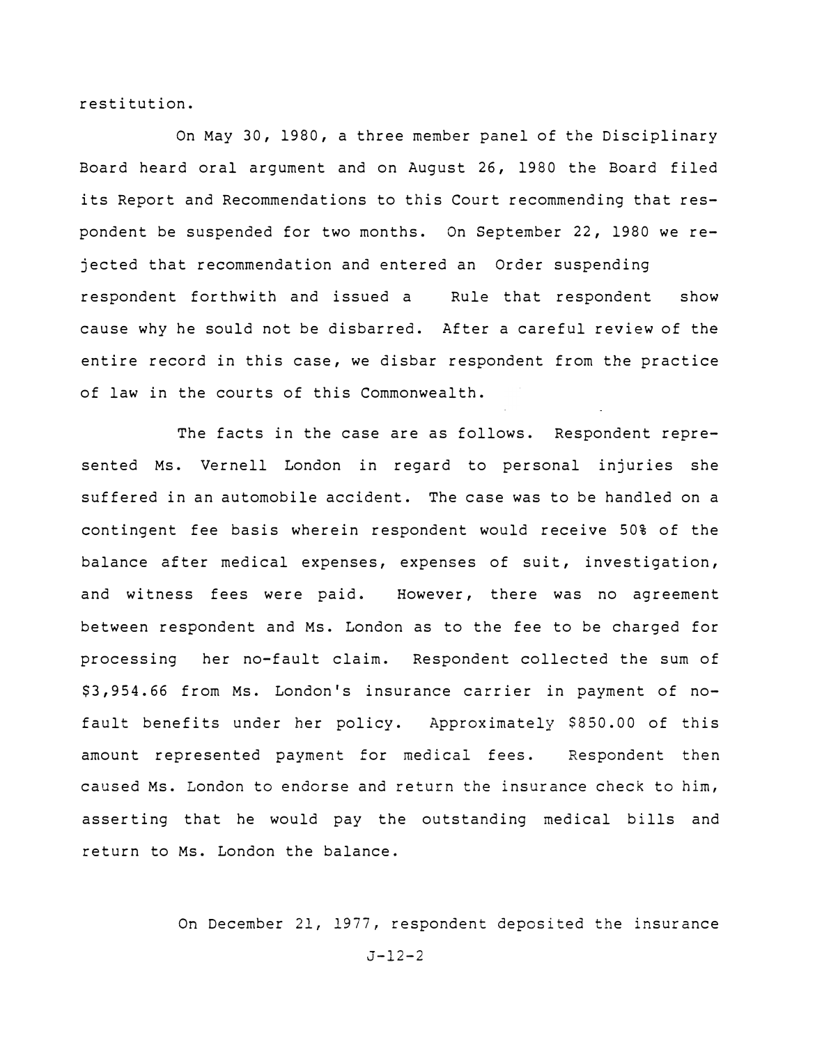restitution.

On May 30, 1980, a three member panel of the Disciplinary Board heard oral argument and on August 26, 1980 the Board filed its Report and Recommendations to this Court recommending that respondent be suspended for two months. On September 22, 1980 we rejected that recommendation and entered an Order suspending respondent forthwith and issued a Rule that respondent show cause why he sould not be disbarred. After a careful review of the entire record in this case, we disbar respondent from the practice of law in the courts of this Commonwealth.

The facts in the case are as follows. Respondent represented Ms. Vernell London in regard to personal injuries she suffered in an automobile accident. The case was to be handled on a contingent fee basis wherein respondent would receive 50% of the balance after medical expenses, expenses of suit, investigation, and witness fees were paid. However, there was no agreement between respondent and Ms. London as to the fee to be charged for processing her no-fault claim. Respondent collected the sum of $3,954.66 from Ms. London's insurance carrier in payment of no-fault benefits under her policy. Approximately $850.00 of this amount represented payment for medical fees. Respondent then caused Ms. London to endorse and return the insurance check to him, asserting that he would pay the outstanding medical bills and return to Ms. London the balance.

On December 21, 1977, respondent deposited the insurance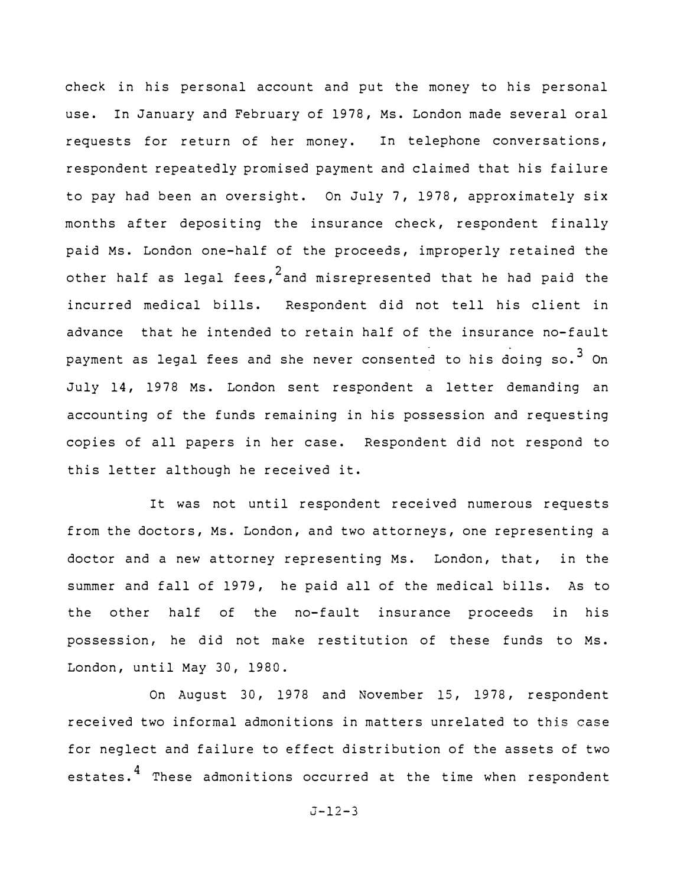check in his personal account and put the money to his personal use. In January and February of 1978, Ms. London made several oral requests for return of her money. In telephone conversations, respondent repeatedly promised payment and claimed that his failure to pay had been an oversight. On July 7, 1978, approximately six months after depositing the insurance check, respondent finally paid Ms. London one-half of the proceeds, improperly retained the other half as legal fees,[2] and misrepresented that he had paid the incurred medical bills. Respondent did not tell his client in advance that he intended to retain half of the insurance no-fault payment as legal fees and she never consented to his doing so.[3] On July 14, 1978 Ms. London sent respondent a letter demanding an accounting of the funds remaining in his possession and requesting copies of all papers in her case. Respondent did not respond to this letter although he received it.

It was not until respondent received numerous requests from the doctors, Ms. London, and two attorneys, one representing a doctor and a new attorney representing Ms. London, that, in the summer and fall of 1979, he paid all of the medical bills. As to the other half of the no-fault insurance proceeds in his possession, he did not make restitution of these funds to Ms. London, until May 30, 1980.

On August 30, 1978 and November 15, 1978, respondent received two informal admonitions in matters unrelated to this case for neglect and failure to effect distribution of the assets of two estates.[4] These admonitions occurred at the time when respondent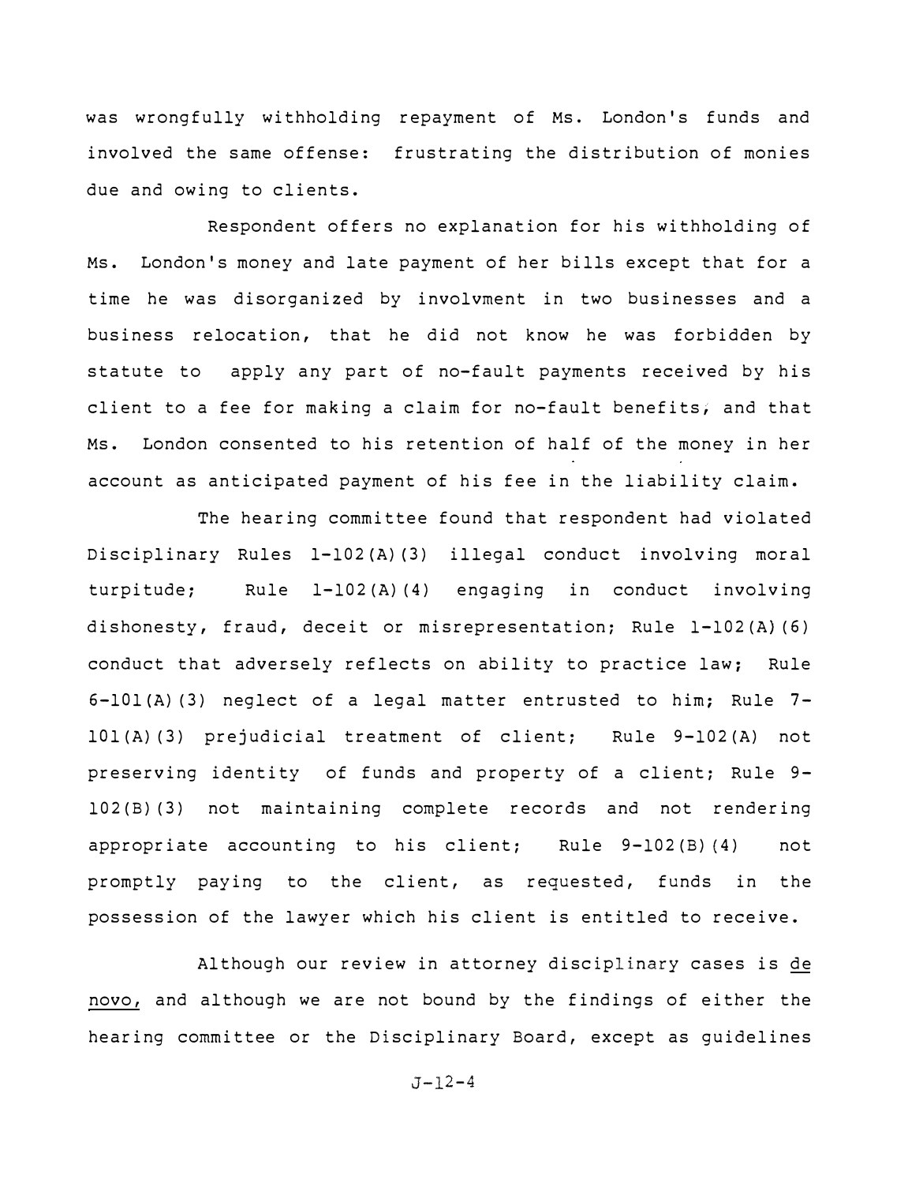was wrongfully withholding repayment of Ms. London's funds and involved the same offense: frustrating the distribution of monies due and owing to clients.

Respondent offers no explanation for his withholding of Ms. London's money and late payment of her bills except that for a time he was disorganized by involvment in two businesses and a business relocation, that he did not know he was forbidden by statute to apply any part of no-fault payments received by his client to a fee for making a claim for no-fault benefits, and that Ms. London consented to his retention of half of the money in her account as anticipated payment of his fee in the liability claim.

The hearing committee found that respondent had violated Disciplinary Rules 1-102(A)(3) illegal conduct involving moral turpitude; Rule 1-102(A)(4) engaging in conduct involving dishonesty, fraud, deceit or misrepresentation; Rule 1-102(A)(6) conduct that adversely reflects on ability to practice law; Rule 6-101(A)(3) neglect of a legal matter entrusted to him; Rule 7-101(A)(3) prejudicial treatment of client; Rule 9-102(A) not preserving identity of funds and property of a client; Rule 9-102(B)(3) not maintaining complete records and not rendering appropriate accounting to his client; Rule 9-102(B)(4) not promptly paying to the client, as requested, funds in the possession of the lawyer which his client is entitled to receive.

Although our review in attorney disciplinary cases is _de novo,_ and although we are not bound by the findings of either the hearing committee or the Disciplinary Board, except as guidelines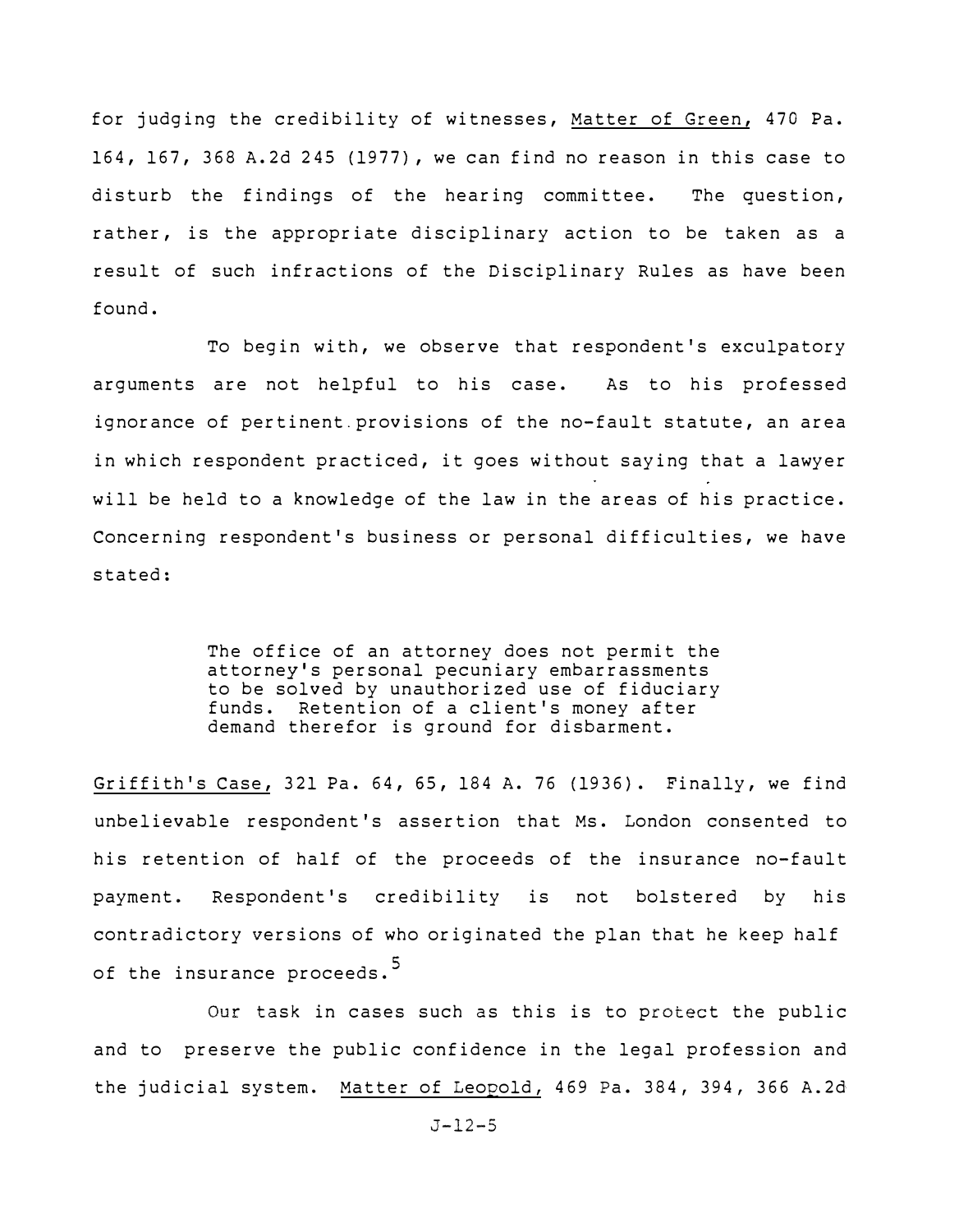for judging the credibility of witnesses, Matter of Green, 470 Pa. 164, 167, 368 A.2d 245 (1977), we can find no reason in this case to disturb the findings of the hearing committee. The question, rather, is the appropriate disciplinary action to be taken as a result of such infractions of the Disciplinary Rules as have been found.

To begin with, we observe that respondent's exculpatory arguments are not helpful to his case. As to his professed ignorance of pertinent provisions of the no-fault statute, an area in which respondent practiced, it goes without saying that a lawyer will be held to a knowledge of the law in the areas of his practice. Concerning respondent's business or personal difficulties, we have stated:

> The office of an attorney does not permit the attorney's personal pecuniary embarrassments to be solved by unauthorized use of fiduciary funds. Retention of a client's money after demand therefor is ground for disbarment.

Griffith's Case, 321 Pa. 64, 65, 184 A. 76 (1936). Finally, we find unbelievable respondent's assertion that Ms. London consented to his retention of half of the proceeds of the insurance no-fault payment. Respondent's credibility is not bolstered by his contradictory versions of who originated the plan that he keep half of the insurance proceeds.[5]

Our task in cases such as this is to protect the public and to preserve the public confidence in the legal profession and the judicial system. Matter of Leopold, 469 Pa. 384, 394, 366 A.2d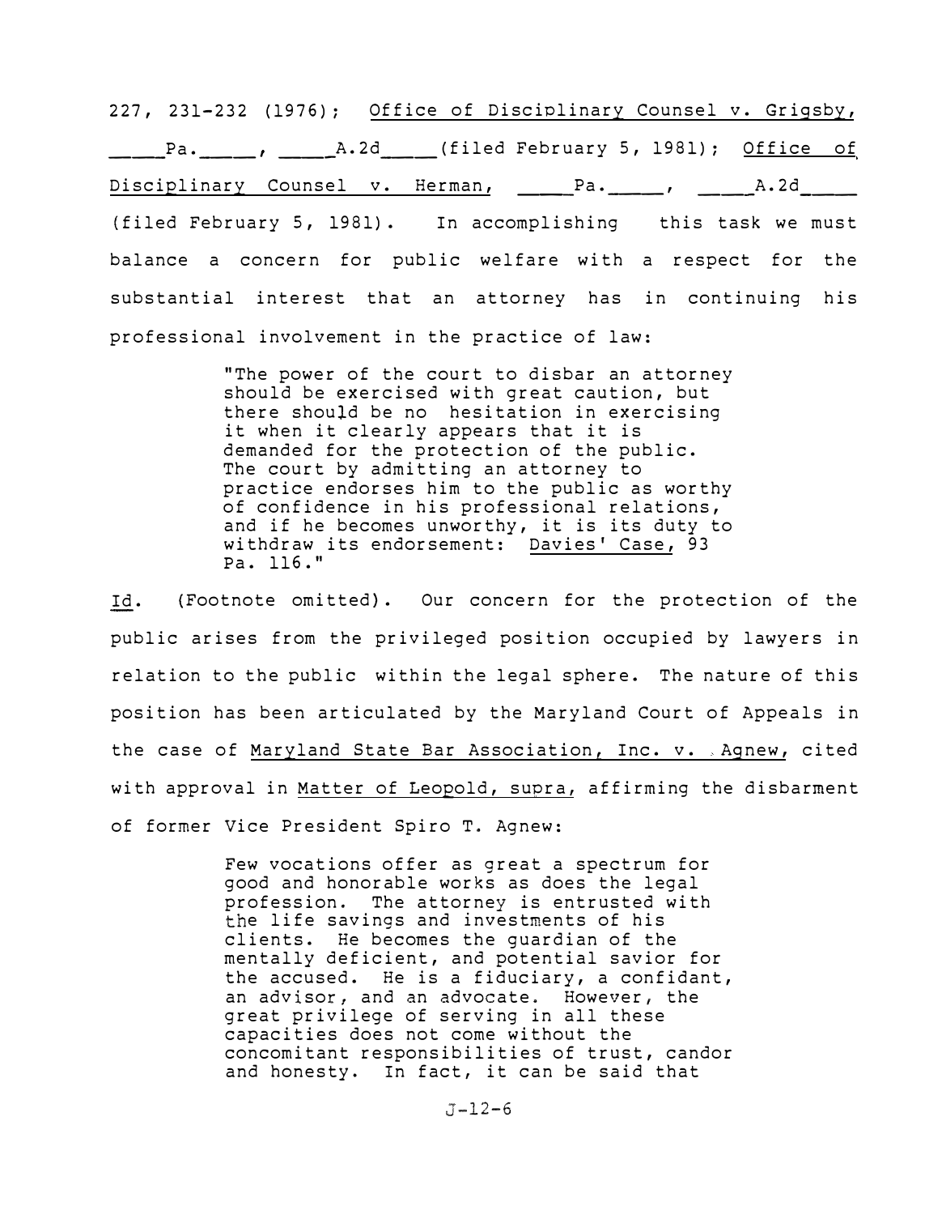227, 231-232 (1976); Office of Disciplinary Counsel v. Grigsby, \_\_\_\_Pa.\_\_\_\_, \_\_\_\_A.2d\_\_\_\_ (filed February 5, 1981); Office of Disciplinary Counsel v. Herman, \_\_\_\_Pa.\_\_\_\_, \_\_\_\_A.2d\_\_\_\_ (filed February 5, 1981). In accomplishing this task we must balance a concern for public welfare with a respect for the substantial interest that an attorney has in continuing his professional involvement in the practice of law:

> "The power of the court to disbar an attorney should be exercised with great caution, but there should be no hesitation in exercising it when it clearly appears that it is demanded for the protection of the public. The court by admitting an attorney to practice endorses him to the public as worthy of confidence in his professional relations, and if he becomes unworthy, it is its duty to withdraw its endorsement: Davies' Case, 93 Pa. 116."

Id. (Footnote omitted). Our concern for the protection of the public arises from the privileged position occupied by lawyers in relation to the public within the legal sphere. The nature of this position has been articulated by the Maryland Court of Appeals in the case of Maryland State Bar Association, Inc. v. Agnew, cited with approval in Matter of Leopold, supra, affirming the disbarment of former Vice President Spiro T. Agnew:

> Few vocations offer as great a spectrum for good and honorable works as does the legal profession. The attorney is entrusted with the life savings and investments of his clients. He becomes the guardian of the mentally deficient, and potential savior for the accused. He is a fiduciary, a confidant, an advisor, and an advocate. However, the great privilege of serving in all these capacities does not come without the concomitant responsibilities of trust, candor and honesty. In fact, it can be said that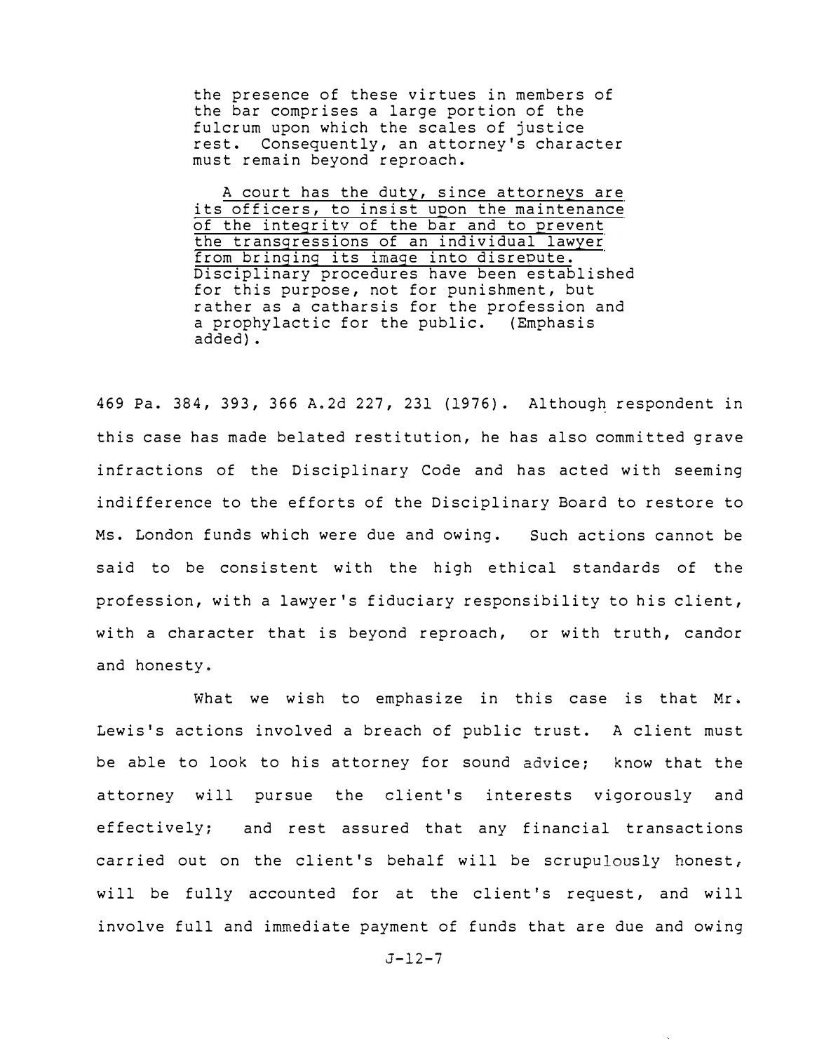> the presence of these virtues in members of the bar comprises a large portion of the fulcrum upon which the scales of justice rest. Consequently, an attorney's character must remain beyond reproach.
>
> A court has the duty, since attorneys are its officers, to insist upon the maintenance of the integrity of the bar and to prevent the transgressions of an individual lawyer from bringing its image into disrepute. Disciplinary procedures have been established for this purpose, not for punishment, but rather as a catharsis for the profession and a prophylactic for the public. (Emphasis added).

469 Pa. 384, 393, 366 A.2d 227, 231 (1976). Although respondent in this case has made belated restitution, he has also committed grave infractions of the Disciplinary Code and has acted with seeming indifference to the efforts of the Disciplinary Board to restore to Ms. London funds which were due and owing. Such actions cannot be said to be consistent with the high ethical standards of the profession, with a lawyer's fiduciary responsibility to his client, with a character that is beyond reproach, or with truth, candor and honesty.

What we wish to emphasize in this case is that Mr. Lewis's actions involved a breach of public trust. A client must be able to look to his attorney for sound advice; know that the attorney will pursue the client's interests vigorously and effectively; and rest assured that any financial transactions carried out on the client's behalf will be scrupulously honest, will be fully accounted for at the client's request, and will involve full and immediate payment of funds that are due and owing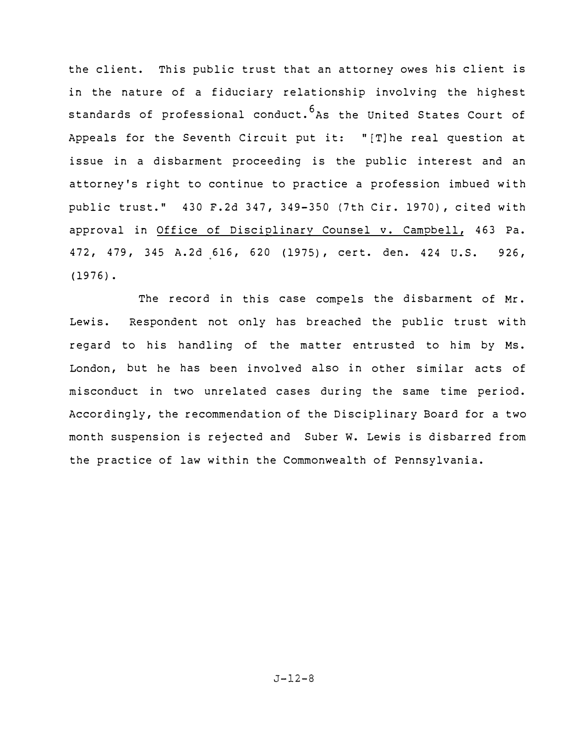the client. This public trust that an attorney owes his client is in the nature of a fiduciary relationship involving the highest standards of professional conduct.[6] As the United States Court of Appeals for the Seventh Circuit put it: "[T]he real question at issue in a disbarment proceeding is the public interest and an attorney's right to continue to practice a profession imbued with public trust." 430 F.2d 347, 349-350 (7th Cir. 1970), cited with approval in Office of Disciplinary Counsel v. Campbell, 463 Pa. 472, 479, 345 A.2d 616, 620 (1975), cert. den. 424 U.S. 926, (1976).

The record in this case compels the disbarment of Mr. Lewis. Respondent not only has breached the public trust with regard to his handling of the matter entrusted to him by Ms. London, but he has been involved also in other similar acts of misconduct in two unrelated cases during the same time period. Accordingly, the recommendation of the Disciplinary Board for a two month suspension is rejected and Suber W. Lewis is disbarred from the practice of law within the Commonwealth of Pennsylvania.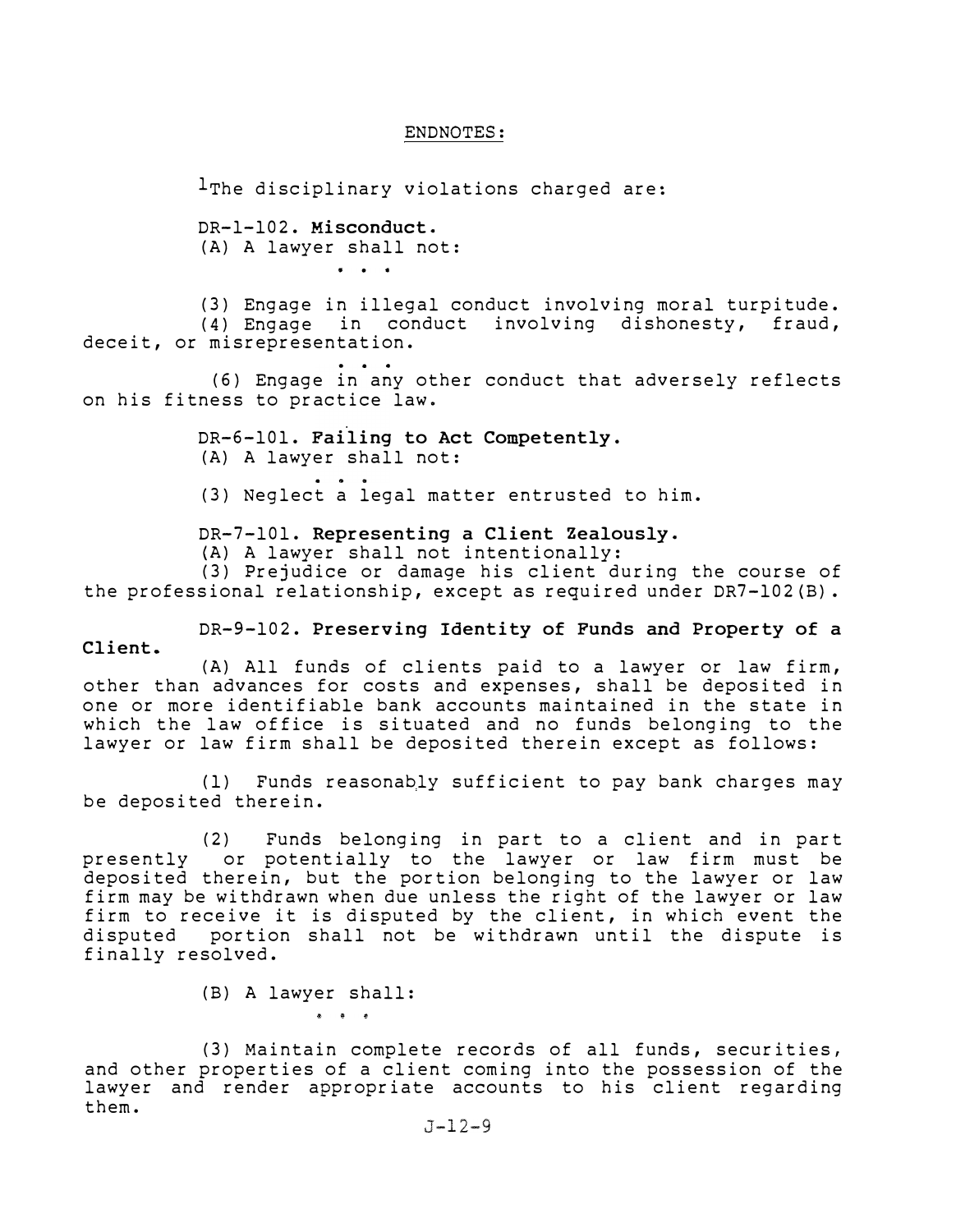ENDNOTES:

[1]The disciplinary violations charged are:

DR-1-102. **Misconduct.**
(A) A lawyer shall not:

. . .

(3) Engage in illegal conduct involving moral turpitude.
(4) Engage in conduct involving dishonesty, fraud, deceit, or misrepresentation.

. . .

(6) Engage in any other conduct that adversely reflects on his fitness to practice law.

DR-6-101. **Failing to Act Competently.**
(A) A lawyer shall not:

. . .

(3) Neglect a legal matter entrusted to him.

DR-7-101. **Representing a Client Zealously.**
(A) A lawyer shall not intentionally:
(3) Prejudice or damage his client during the course of the professional relationship, except as required under DR7-102(B).

DR-9-102. **Preserving Identity of Funds and Property of a Client.**
(A) All funds of clients paid to a lawyer or law firm, other than advances for costs and expenses, shall be deposited in one or more identifiable bank accounts maintained in the state in which the law office is situated and no funds belonging to the lawyer or law firm shall be deposited therein except as follows:

(1) Funds reasonably sufficient to pay bank charges may be deposited therein.

(2) Funds belonging in part to a client and in part presently or potentially to the lawyer or law firm must be deposited therein, but the portion belonging to the lawyer or law firm may be withdrawn when due unless the right of the lawyer or law firm to receive it is disputed by the client, in which event the disputed portion shall not be withdrawn until the dispute is finally resolved.

(B) A lawyer shall:

. . .

(3) Maintain complete records of all funds, securities, and other properties of a client coming into the possession of the lawyer and render appropriate accounts to his client regarding them.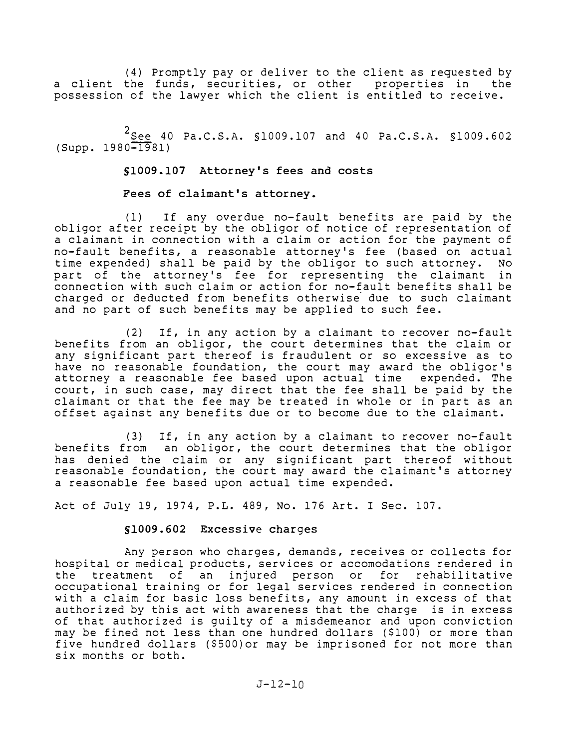(4) Promptly pay or deliver to the client as requested by a client the funds, securities, or other properties in the possession of the lawyer which the client is entitled to receive.

[2] See 40 Pa.C.S.A. §1009.107 and 40 Pa.C.S.A. §1009.602 (Supp. 1980-1981)

**§1009.107 Attorney's fees and costs**

**Fees of claimant's attorney.**

(1) If any overdue no-fault benefits are paid by the obligor after receipt by the obligor of notice of representation of a claimant in connection with a claim or action for the payment of no-fault benefits, a reasonable attorney's fee (based on actual time expended) shall be paid by the obligor to such attorney. No part of the attorney's fee for representing the claimant in connection with such claim or action for no-fault benefits shall be charged or deducted from benefits otherwise due to such claimant and no part of such benefits may be applied to such fee.

(2) If, in any action by a claimant to recover no-fault benefits from an obligor, the court determines that the claim or any significant part thereof is fraudulent or so excessive as to have no reasonable foundation, the court may award the obligor's attorney a reasonable fee based upon actual time expended. The court, in such case, may direct that the fee shall be paid by the claimant or that the fee may be treated in whole or in part as an offset against any benefits due or to become due to the claimant.

(3) If, in any action by a claimant to recover no-fault benefits from an obligor, the court determines that the obligor has denied the claim or any significant part thereof without reasonable foundation, the court may award the claimant's attorney a reasonable fee based upon actual time expended.

Act of July 19, 1974, P.L. 489, No. 176 Art. I Sec. 107.

**§1009.602 Excessive charges**

Any person who charges, demands, receives or collects for hospital or medical products, services or accomodations rendered in the treatment of an injured person or for rehabilitative occupational training or for legal services rendered in connection with a claim for basic loss benefits, any amount in excess of that authorized by this act with awareness that the charge is in excess of that authorized is guilty of a misdemeanor and upon conviction may be fined not less than one hundred dollars ($100) or more than five hundred dollars ($500)or may be imprisoned for not more than six months or both.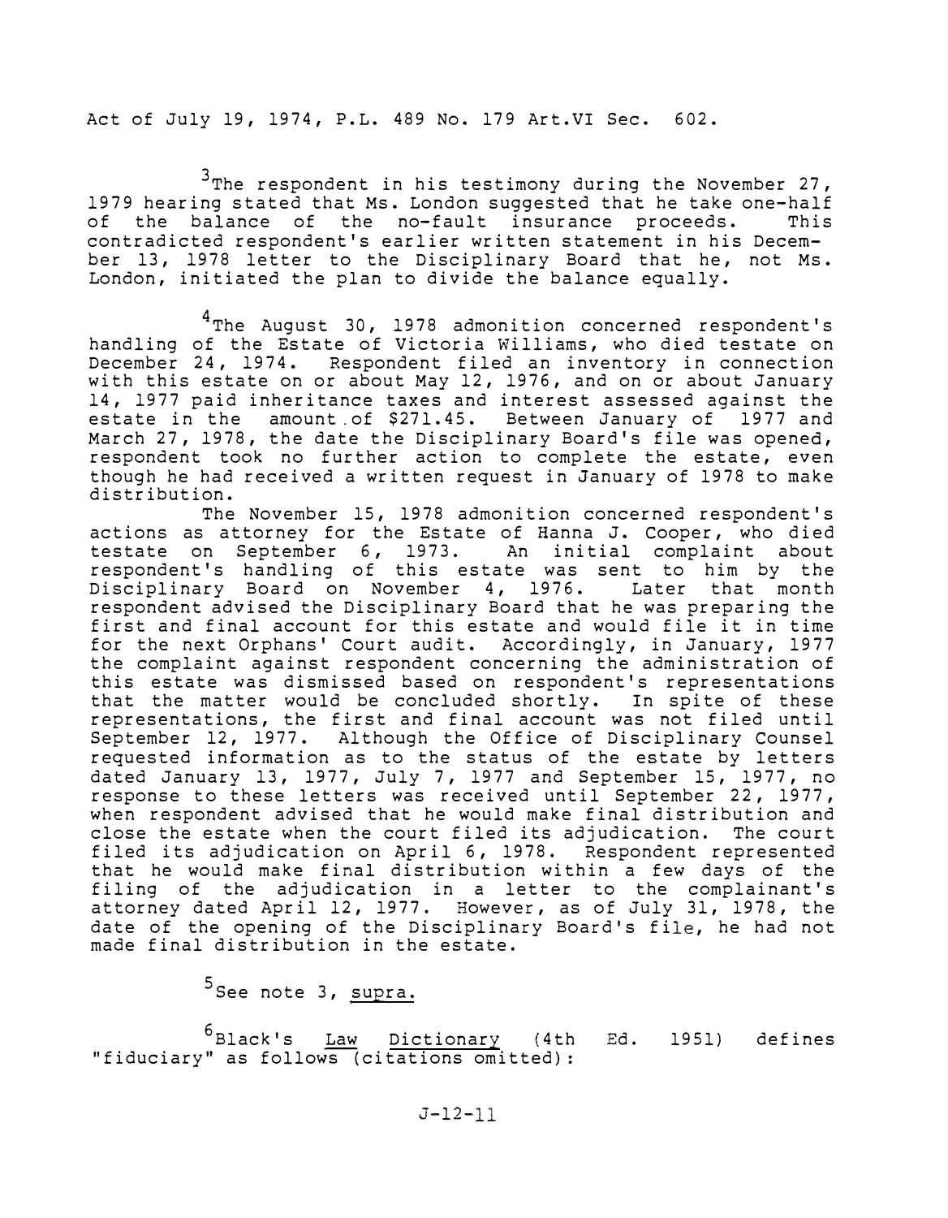Act of July 19, 1974, P.L. 489 No. 179 Art.VI Sec. 602.

[3] The respondent in his testimony during the November 27, 1979 hearing stated that Ms. London suggested that he take one-half of the balance of the no-fault insurance proceeds. This contradicted respondent's earlier written statement in his December 13, 1978 letter to the Disciplinary Board that he, not Ms. London, initiated the plan to divide the balance equally.

[4] The August 30, 1978 admonition concerned respondent's handling of the Estate of Victoria Williams, who died testate on December 24, 1974. Respondent filed an inventory in connection with this estate on or about May 12, 1976, and on or about January 14, 1977 paid inheritance taxes and interest assessed against the estate in the amount of $271.45. Between January of 1977 and March 27, 1978, the date the Disciplinary Board's file was opened, respondent took no further action to complete the estate, even though he had received a written request in January of 1978 to make distribution.

The November 15, 1978 admonition concerned respondent's actions as attorney for the Estate of Hanna J. Cooper, who died testate on September 6, 1973. An initial complaint about respondent's handling of this estate was sent to him by the Disciplinary Board on November 4, 1976. Later that month respondent advised the Disciplinary Board that he was preparing the first and final account for this estate and would file it in time for the next Orphans' Court audit. Accordingly, in January, 1977 the complaint against respondent concerning the administration of this estate was dismissed based on respondent's representations that the matter would be concluded shortly. In spite of these representations, the first and final account was not filed until September 12, 1977. Although the Office of Disciplinary Counsel requested information as to the status of the estate by letters dated January 13, 1977, July 7, 1977 and September 15, 1977, no response to these letters was received until September 22, 1977, when respondent advised that he would make final distribution and close the estate when the court filed its adjudication. The court filed its adjudication on April 6, 1978. Respondent represented that he would make final distribution within a few days of the filing of the adjudication in a letter to the complainant's attorney dated April 12, 1977. However, as of July 31, 1978, the date of the opening of the Disciplinary Board's file, he had not made final distribution in the estate.

[5] See note 3, supra.

[6] Black's Law Dictionary (4th Ed. 1951) defines "fiduciary" as follows (citations omitted):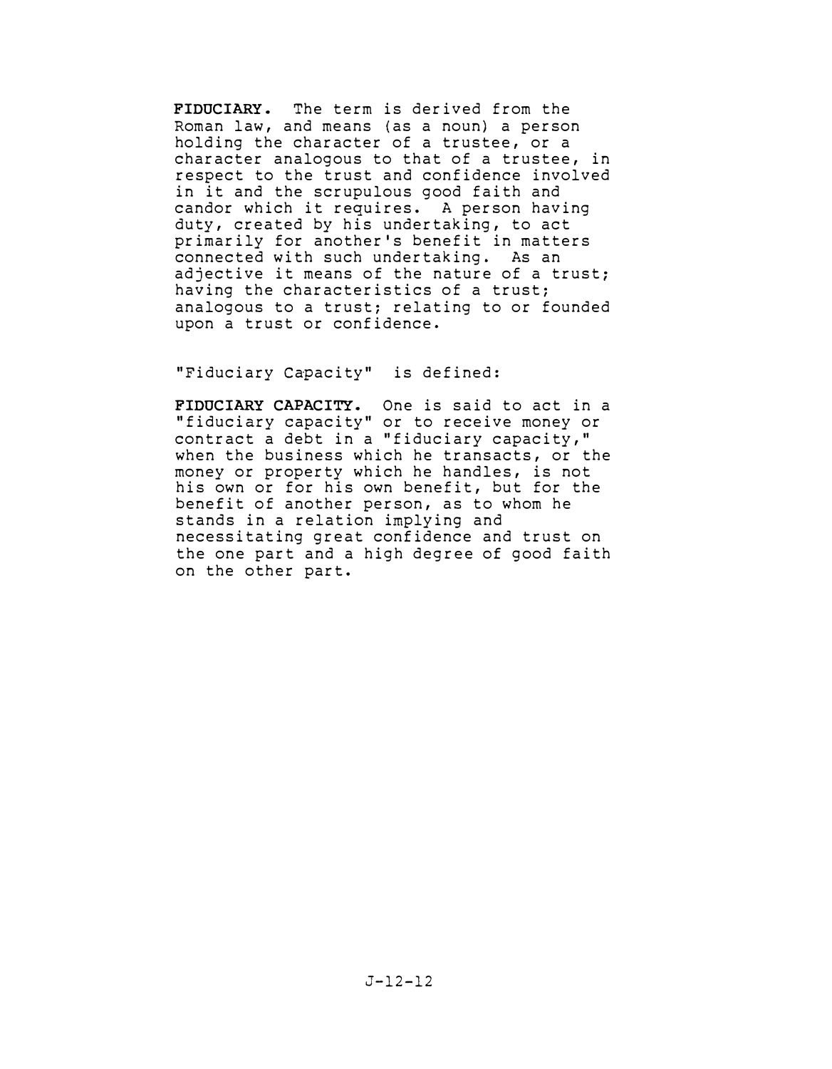**FIDUCIARY.** The term is derived from the Roman law, and means (as a noun) a person holding the character of a trustee, or a character analogous to that of a trustee, in respect to the trust and confidence involved in it and the scrupulous good faith and candor which it requires. A person having duty, created by his undertaking, to act primarily for another's benefit in matters connected with such undertaking. As an adjective it means of the nature of a trust; having the characteristics of a trust; analogous to a trust; relating to or founded upon a trust or confidence.

"Fiduciary Capacity" is defined:

**FIDUCIARY CAPACITY.** One is said to act in a "fiduciary capacity" or to receive money or contract a debt in a "fiduciary capacity," when the business which he transacts, or the money or property which he handles, is not his own or for his own benefit, but for the benefit of another person, as to whom he stands in a relation implying and necessitating great confidence and trust on the one part and a high degree of good faith on the other part.